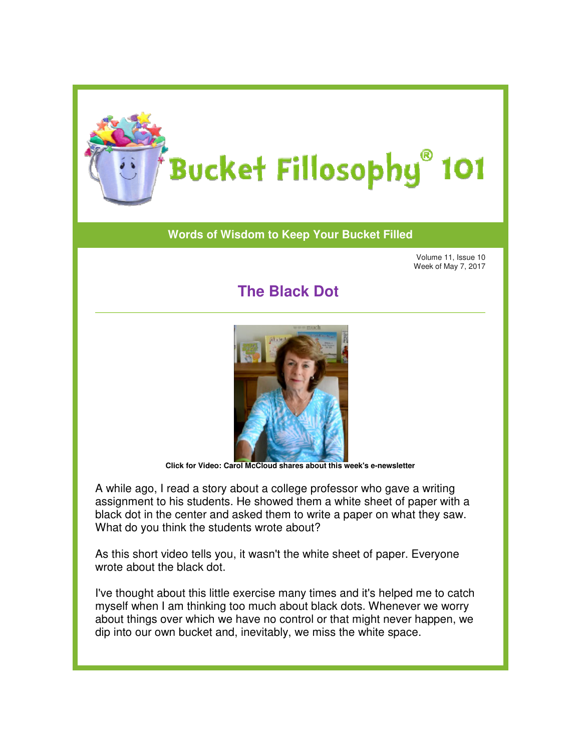# Bucket Fillosophy® 101

**Words of Wisdom to Keep Your Bucket Filled**

Volume 11, Issue 10
Week of May 7, 2017

## The Black Dot

**Click for Video: Carol McCloud shares about this week's e-newsletter**

A while ago, I read a story about a college professor who gave a writing assignment to his students. He showed them a white sheet of paper with a black dot in the center and asked them to write a paper on what they saw. What do you think the students wrote about?

As this short video tells you, it wasn't the white sheet of paper. Everyone wrote about the black dot.

I've thought about this little exercise many times and it's helped me to catch myself when I am thinking too much about black dots. Whenever we worry about things over which we have no control or that might never happen, we dip into our own bucket and, inevitably, we miss the white space.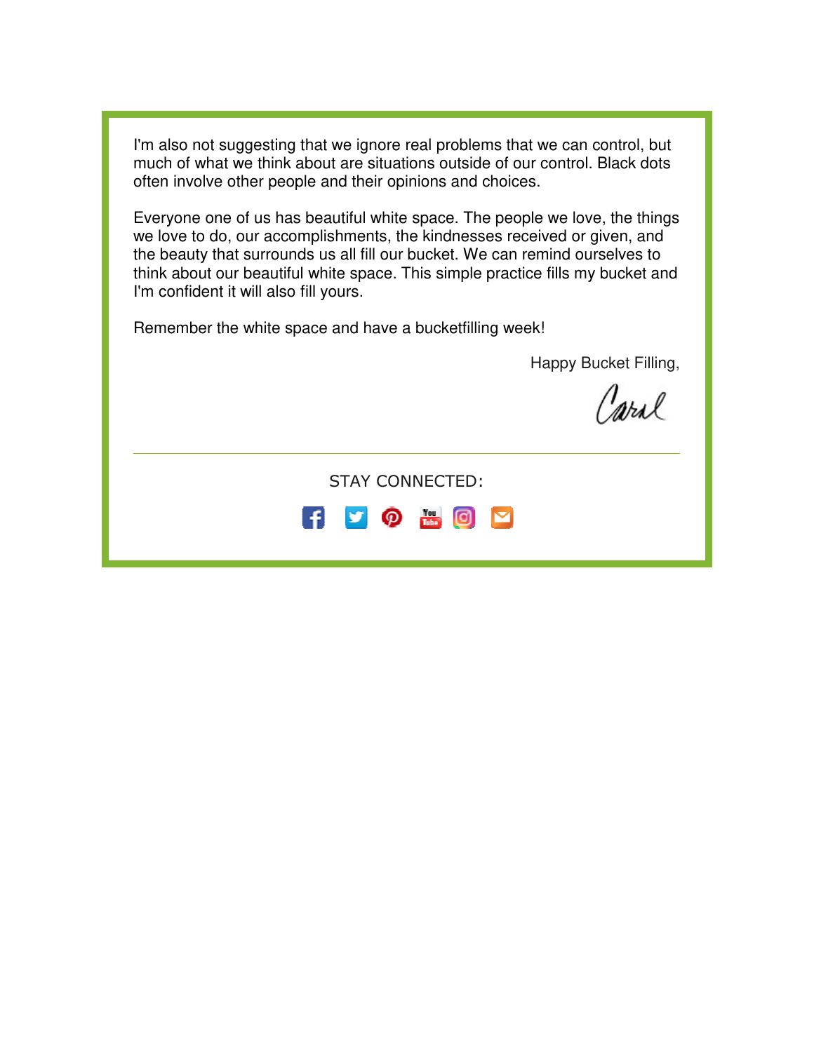I'm also not suggesting that we ignore real problems that we can control, but much of what we think about are situations outside of our control. Black dots often involve other people and their opinions and choices.

Everyone one of us has beautiful white space. The people we love, the things we love to do, our accomplishments, the kindnesses received or given, and the beauty that surrounds us all fill our bucket. We can remind ourselves to think about our beautiful white space. This simple practice fills my bucket and I'm confident it will also fill yours.

Remember the white space and have a bucketfilling week!

Happy Bucket Filling,

Carol

---

STAY CONNECTED: